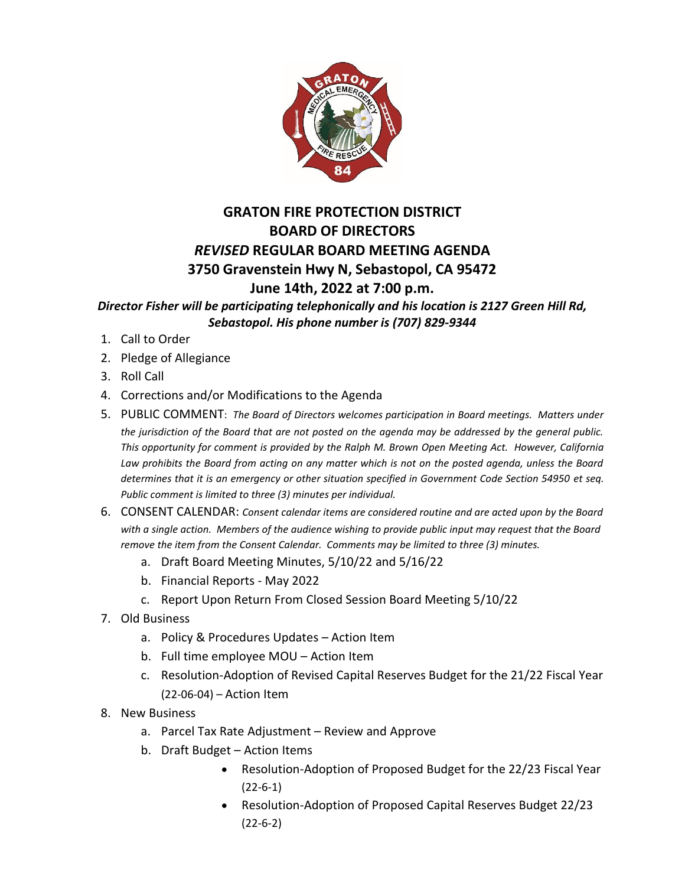# GRATON FIRE PROTECTION DISTRICT
# BOARD OF DIRECTORS
# *REVISED* REGULAR BOARD MEETING AGENDA
# 3750 Gravenstein Hwy N, Sebastopol, CA 95472
# June 14th, 2022 at 7:00 p.m.

***Director Fisher will be participating telephonically and his location is 2127 Green Hill Rd, Sebastopol. His phone number is (707) 829-9344***

1. Call to Order
2. Pledge of Allegiance
3. Roll Call
4. Corrections and/or Modifications to the Agenda
5. PUBLIC COMMENT: *The Board of Directors welcomes participation in Board meetings. Matters under the jurisdiction of the Board that are not posted on the agenda may be addressed by the general public. This opportunity for comment is provided by the Ralph M. Brown Open Meeting Act. However, California Law prohibits the Board from acting on any matter which is not on the posted agenda, unless the Board determines that it is an emergency or other situation specified in Government Code Section 54950 et seq. Public comment is limited to three (3) minutes per individual.*
6. CONSENT CALENDAR: *Consent calendar items are considered routine and are acted upon by the Board with a single action. Members of the audience wishing to provide public input may request that the Board remove the item from the Consent Calendar. Comments may be limited to three (3) minutes.*
    a. Draft Board Meeting Minutes, 5/10/22 and 5/16/22
    b. Financial Reports - May 2022
    c. Report Upon Return From Closed Session Board Meeting 5/10/22
7. Old Business
    a. Policy & Procedures Updates – Action Item
    b. Full time employee MOU – Action Item
    c. Resolution-Adoption of Revised Capital Reserves Budget for the 21/22 Fiscal Year (22-06-04) – Action Item
8. New Business
    a. Parcel Tax Rate Adjustment – Review and Approve
    b. Draft Budget – Action Items
        - Resolution-Adoption of Proposed Budget for the 22/23 Fiscal Year (22-6-1)
        - Resolution-Adoption of Proposed Capital Reserves Budget 22/23 (22-6-2)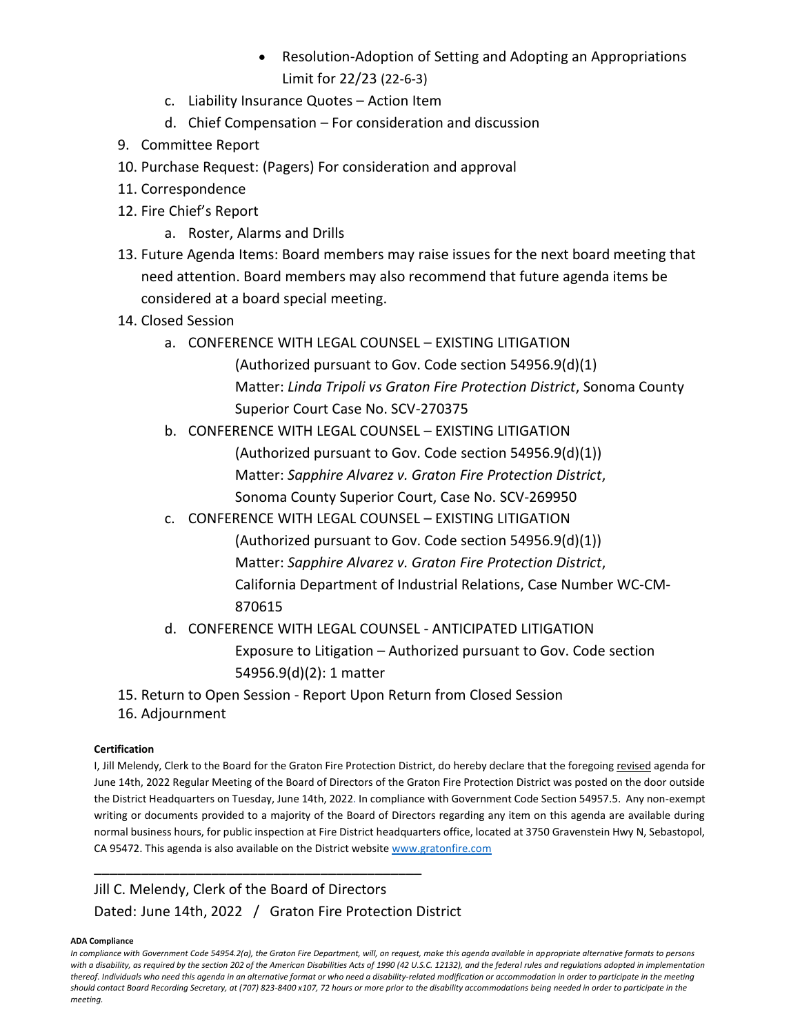- Resolution-Adoption of Setting and Adopting an Appropriations Limit for 22/23 (22-6-3)

   c. Liability Insurance Quotes – Action Item
   d. Chief Compensation – For consideration and discussion

9. Committee Report
10. Purchase Request: (Pagers) For consideration and approval
11. Correspondence
12. Fire Chief's Report
    a. Roster, Alarms and Drills
13. Future Agenda Items: Board members may raise issues for the next board meeting that need attention. Board members may also recommend that future agenda items be considered at a board special meeting.
14. Closed Session
    a. CONFERENCE WITH LEGAL COUNSEL – EXISTING LITIGATION
       (Authorized pursuant to Gov. Code section 54956.9(d)(1)
       Matter: *Linda Tripoli vs Graton Fire Protection District*, Sonoma County Superior Court Case No. SCV-270375
    b. CONFERENCE WITH LEGAL COUNSEL – EXISTING LITIGATION
       (Authorized pursuant to Gov. Code section 54956.9(d)(1))
       Matter: *Sapphire Alvarez v. Graton Fire Protection District*, Sonoma County Superior Court, Case No. SCV-269950
    c. CONFERENCE WITH LEGAL COUNSEL – EXISTING LITIGATION
       (Authorized pursuant to Gov. Code section 54956.9(d)(1))
       Matter: *Sapphire Alvarez v. Graton Fire Protection District*, California Department of Industrial Relations, Case Number WC-CM-870615
    d. CONFERENCE WITH LEGAL COUNSEL - ANTICIPATED LITIGATION
       Exposure to Litigation – Authorized pursuant to Gov. Code section 54956.9(d)(2): 1 matter
15. Return to Open Session - Report Upon Return from Closed Session
16. Adjournment

**Certification**

I, Jill Melendy, Clerk to the Board for the Graton Fire Protection District, do hereby declare that the foregoing revised agenda for June 14th, 2022 Regular Meeting of the Board of Directors of the Graton Fire Protection District was posted on the door outside the District Headquarters on Tuesday, June 14th, 2022. In compliance with Government Code Section 54957.5. Any non-exempt writing or documents provided to a majority of the Board of Directors regarding any item on this agenda are available during normal business hours, for public inspection at Fire District headquarters office, located at 3750 Gravenstein Hwy N, Sebastopol, CA 95472. This agenda is also available on the District website www.gratonfire.com

\_\_\_\_\_\_\_\_\_\_\_\_\_\_\_\_\_\_\_\_\_\_\_\_\_\_\_\_\_\_\_\_\_\_\_\_\_\_\_\_\_\_\_\_

Jill C. Melendy, Clerk of the Board of Directors
Dated: June 14th, 2022 / Graton Fire Protection District

**ADA Compliance**

*In compliance with Government Code 54954.2(a), the Graton Fire Department, will, on request, make this agenda available in appropriate alternative formats to persons with a disability, as required by the section 202 of the American Disabilities Acts of 1990 (42 U.S.C. 12132), and the federal rules and regulations adopted in implementation thereof. Individuals who need this agenda in an alternative format or who need a disability-related modification or accommodation in order to participate in the meeting should contact Board Recording Secretary, at (707) 823-8400 x107, 72 hours or more prior to the disability accommodations being needed in order to participate in the meeting.*